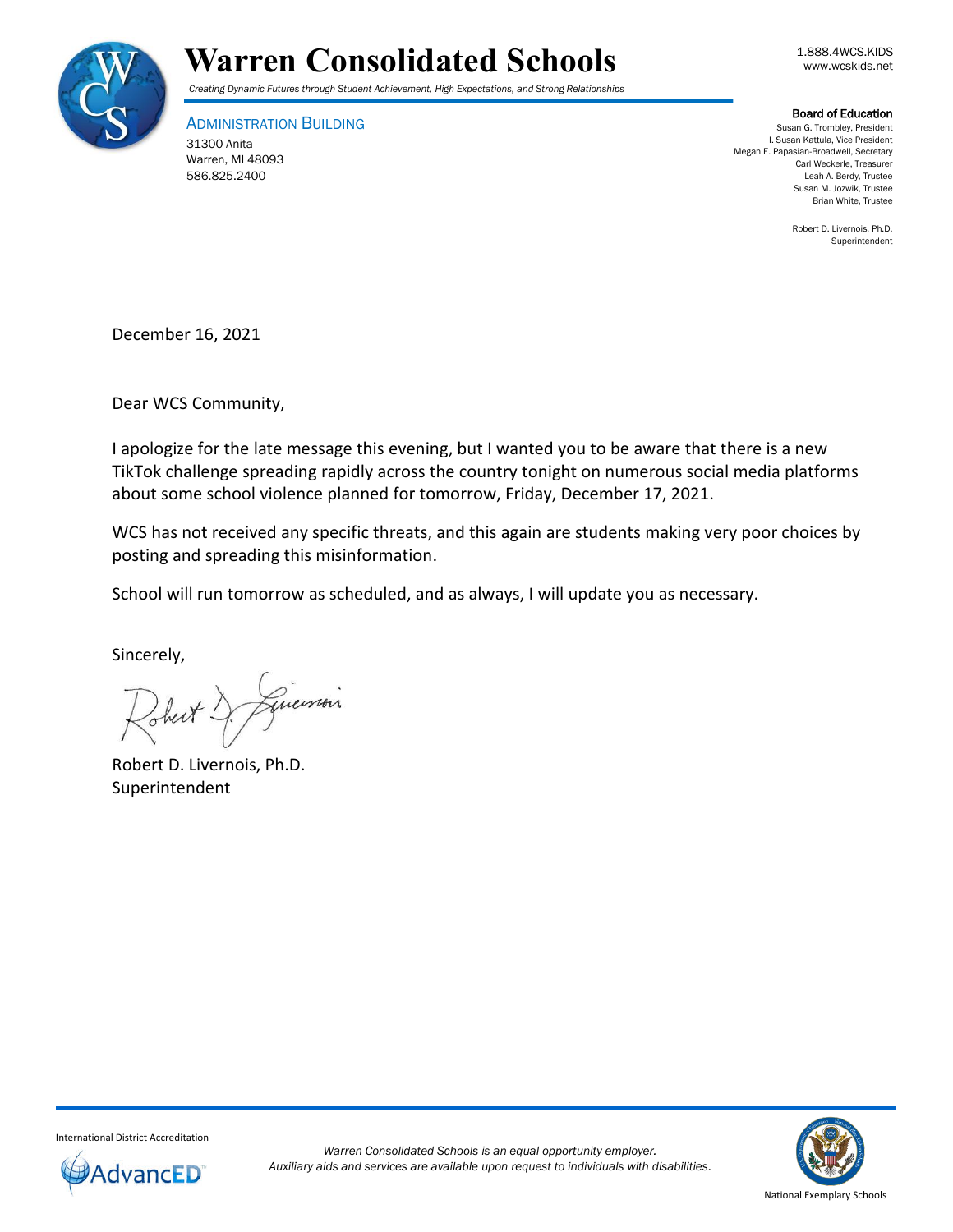# Warren Consolidated Schools

*Creating Dynamic Futures through Student Achievement, High Expectations, and Strong Relationships*

1.888.4WCS.KIDS
www.wcskids.net

ADMINISTRATION BUILDING
31300 Anita
Warren, MI 48093
586.825.2400

**Board of Education**
Susan G. Trombley, President
I. Susan Kattula, Vice President
Megan E. Papasian-Broadwell, Secretary
Carl Weckerle, Treasurer
Leah A. Berdy, Trustee
Susan M. Jozwik, Trustee
Brian White, Trustee

Robert D. Livernois, Ph.D.
Superintendent

December 16, 2021

Dear WCS Community,

I apologize for the late message this evening, but I wanted you to be aware that there is a new TikTok challenge spreading rapidly across the country tonight on numerous social media platforms about some school violence planned for tomorrow, Friday, December 17, 2021.

WCS has not received any specific threats, and this again are students making very poor choices by posting and spreading this misinformation.

School will run tomorrow as scheduled, and as always, I will update you as necessary.

Sincerely,

Robert D. Livernois, Ph.D.
Superintendent

International District Accreditation
AdvancED

*Warren Consolidated Schools is an equal opportunity employer.*
*Auxiliary aids and services are available upon request to individuals with disabilities.*

National Exemplary Schools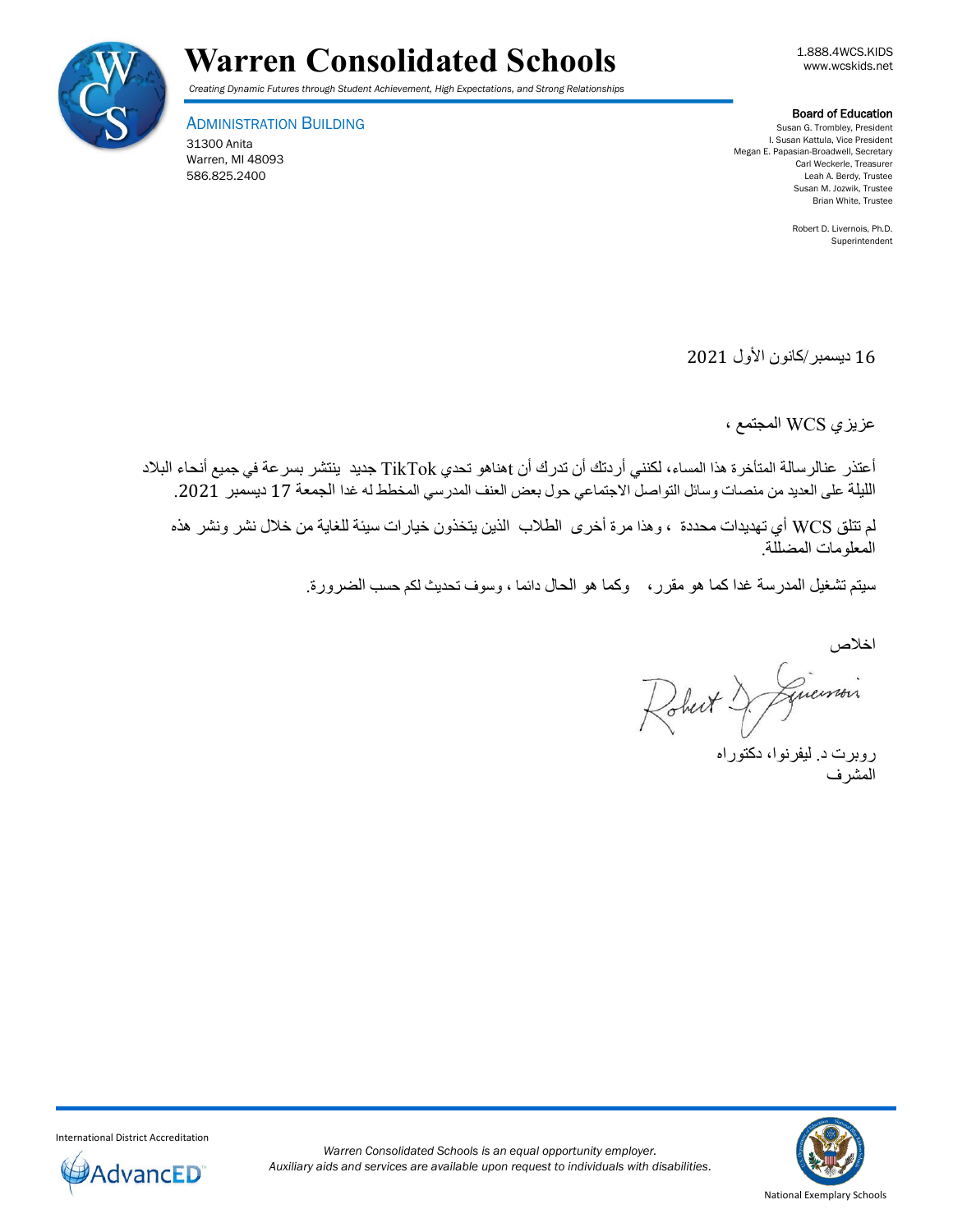# Warren Consolidated Schools

*Creating Dynamic Futures through Student Achievement, High Expectations, and Strong Relationships*

1.888.4WCS.KIDS
www.wcskids.net

ADMINISTRATION BUILDING
31300 Anita
Warren, MI 48093
586.825.2400

**Board of Education**
Susan G. Trombley, President
I. Susan Kattula, Vice President
Megan E. Papasian-Broadwell, Secretary
Carl Weckerle, Treasurer
Leah A. Berdy, Trustee
Susan M. Jozwik, Trustee
Brian White, Trustee

Robert D. Livernois, Ph.D.
Superintendent

16 ديسمبر/كانون الأول 2021

عزيزي WCS المجتمع ،

أعتذر عنالرسالة المتأخرة هذا المساء، لكنني أردتك أن تدرك أن tهناهو تحدي TikTok جديد ينتشر بسرعة في جميع أنحاء البلاد الليلة على العديد من منصات وسائل التواصل الاجتماعي حول بعض العنف المدرسي المخطط له غدا الجمعة 17 ديسمبر 2021.

لم تتلق WCS أي تهديدات محددة ، وهذا مرة أخرى الطلاب الذين يتخذون خيارات سيئة للغاية من خلال نشر ونشر هذه المعلومات المضللة.

سيتم تشغيل المدرسة غدا كما هو مقرر، وكما هو الحال دائما ، وسوف تحديث لكم حسب الضرورة.

اخلاص

Robert D. Livernois

روبرت د. ليفرنوا، دكتوراه
المشرف

International District Accreditation
AdvancED

*Warren Consolidated Schools is an equal opportunity employer.*
*Auxiliary aids and services are available upon request to individuals with disabilities.*

National Exemplary Schools